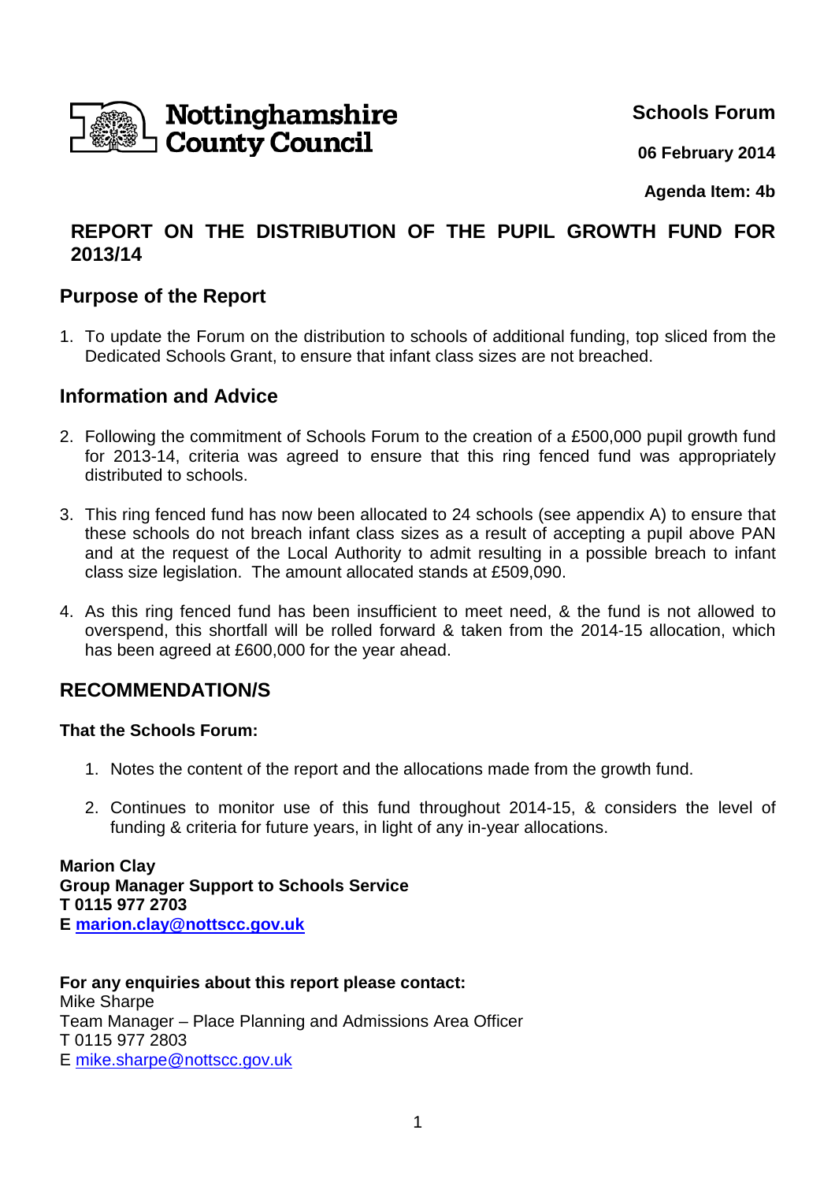Nottinghamshire County Council

**Schools Forum**

**06 February 2014**

**Agenda Item: 4b**

# REPORT ON THE DISTRIBUTION OF THE PUPIL GROWTH FUND FOR 2013/14

## Purpose of the Report

1. To update the Forum on the distribution to schools of additional funding, top sliced from the Dedicated Schools Grant, to ensure that infant class sizes are not breached.

## Information and Advice

2. Following the commitment of Schools Forum to the creation of a £500,000 pupil growth fund for 2013-14, criteria was agreed to ensure that this ring fenced fund was appropriately distributed to schools.

3. This ring fenced fund has now been allocated to 24 schools (see appendix A) to ensure that these schools do not breach infant class sizes as a result of accepting a pupil above PAN and at the request of the Local Authority to admit resulting in a possible breach to infant class size legislation. The amount allocated stands at £509,090.

4. As this ring fenced fund has been insufficient to meet need, & the fund is not allowed to overspend, this shortfall will be rolled forward & taken from the 2014-15 allocation, which has been agreed at £600,000 for the year ahead.

## RECOMMENDATION/S

**That the Schools Forum:**

1. Notes the content of the report and the allocations made from the growth fund.

2. Continues to monitor use of this fund throughout 2014-15, & considers the level of funding & criteria for future years, in light of any in-year allocations.

**Marion Clay**
**Group Manager Support to Schools Service**
**T 0115 977 2703**
**E marion.clay@nottscc.gov.uk**

**For any enquiries about this report please contact:**
Mike Sharpe
Team Manager – Place Planning and Admissions Area Officer
T 0115 977 2803
E mike.sharpe@nottscc.gov.uk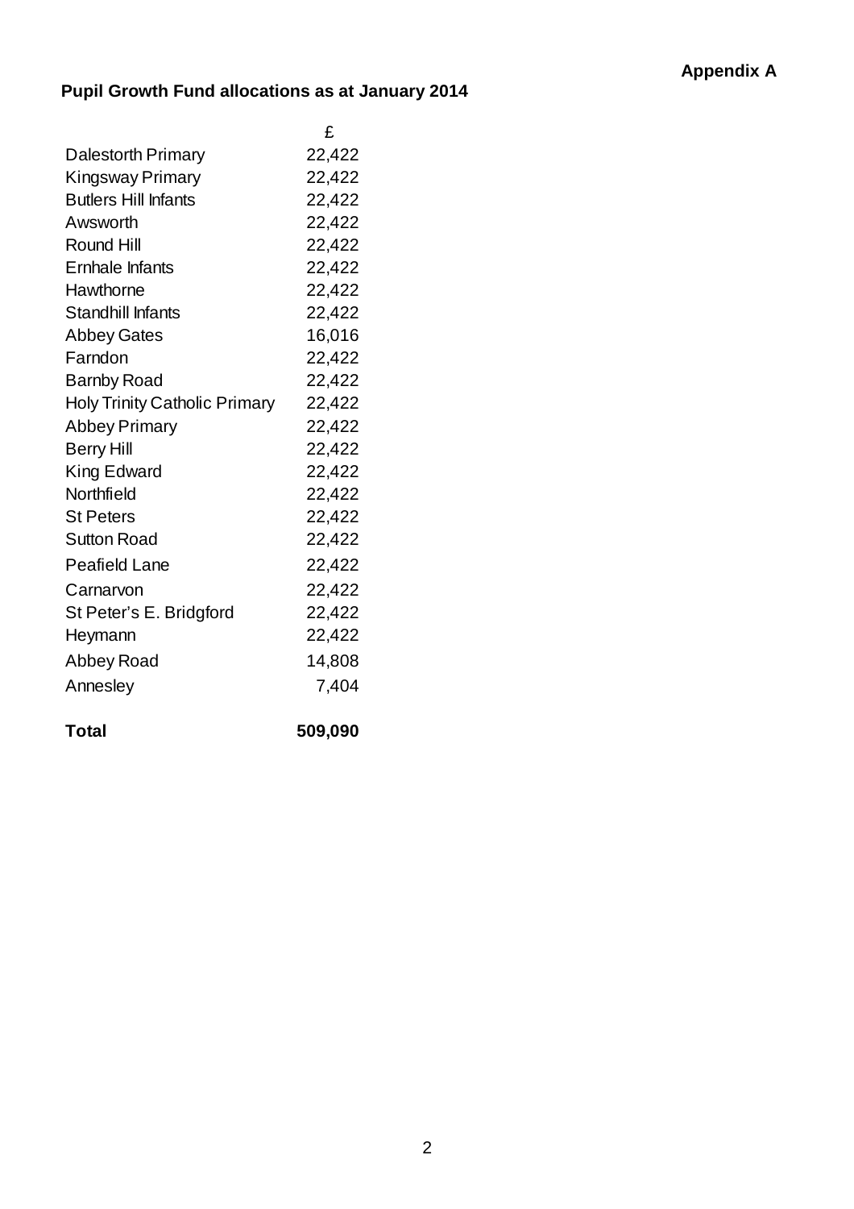**Appendix A**

## Pupil Growth Fund allocations as at January 2014

| | £ |
|---|---|
| Dalestorth Primary | 22,422 |
| Kingsway Primary | 22,422 |
| Butlers Hill Infants | 22,422 |
| Awsworth | 22,422 |
| Round Hill | 22,422 |
| Ernhale Infants | 22,422 |
| Hawthorne | 22,422 |
| Standhill Infants | 22,422 |
| Abbey Gates | 16,016 |
| Farndon | 22,422 |
| Barnby Road | 22,422 |
| Holy Trinity Catholic Primary | 22,422 |
| Abbey Primary | 22,422 |
| Berry Hill | 22,422 |
| King Edward | 22,422 |
| Northfield | 22,422 |
| St Peters | 22,422 |
| Sutton Road | 22,422 |
| Peafield Lane | 22,422 |
| Carnarvon | 22,422 |
| St Peter's E. Bridgford | 22,422 |
| Heymann | 22,422 |
| Abbey Road | 14,808 |
| Annesley | 7,404 |
| **Total** | **509,090** |